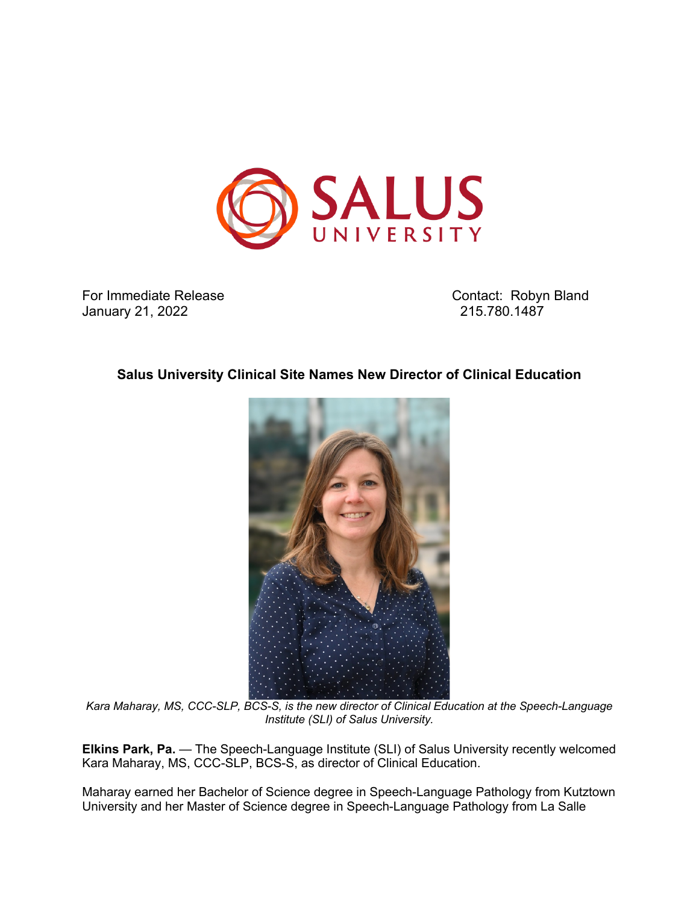For Immediate Release
January 21, 2022

Contact: Robyn Bland
215.780.1487

**Salus University Clinical Site Names New Director of Clinical Education**

*Kara Maharay, MS, CCC-SLP, BCS-S, is the new director of Clinical Education at the Speech-Language Institute (SLI) of Salus University.*

**Elkins Park, Pa.** — The Speech-Language Institute (SLI) of Salus University recently welcomed Kara Maharay, MS, CCC-SLP, BCS-S, as director of Clinical Education.

Maharay earned her Bachelor of Science degree in Speech-Language Pathology from Kutztown University and her Master of Science degree in Speech-Language Pathology from La Salle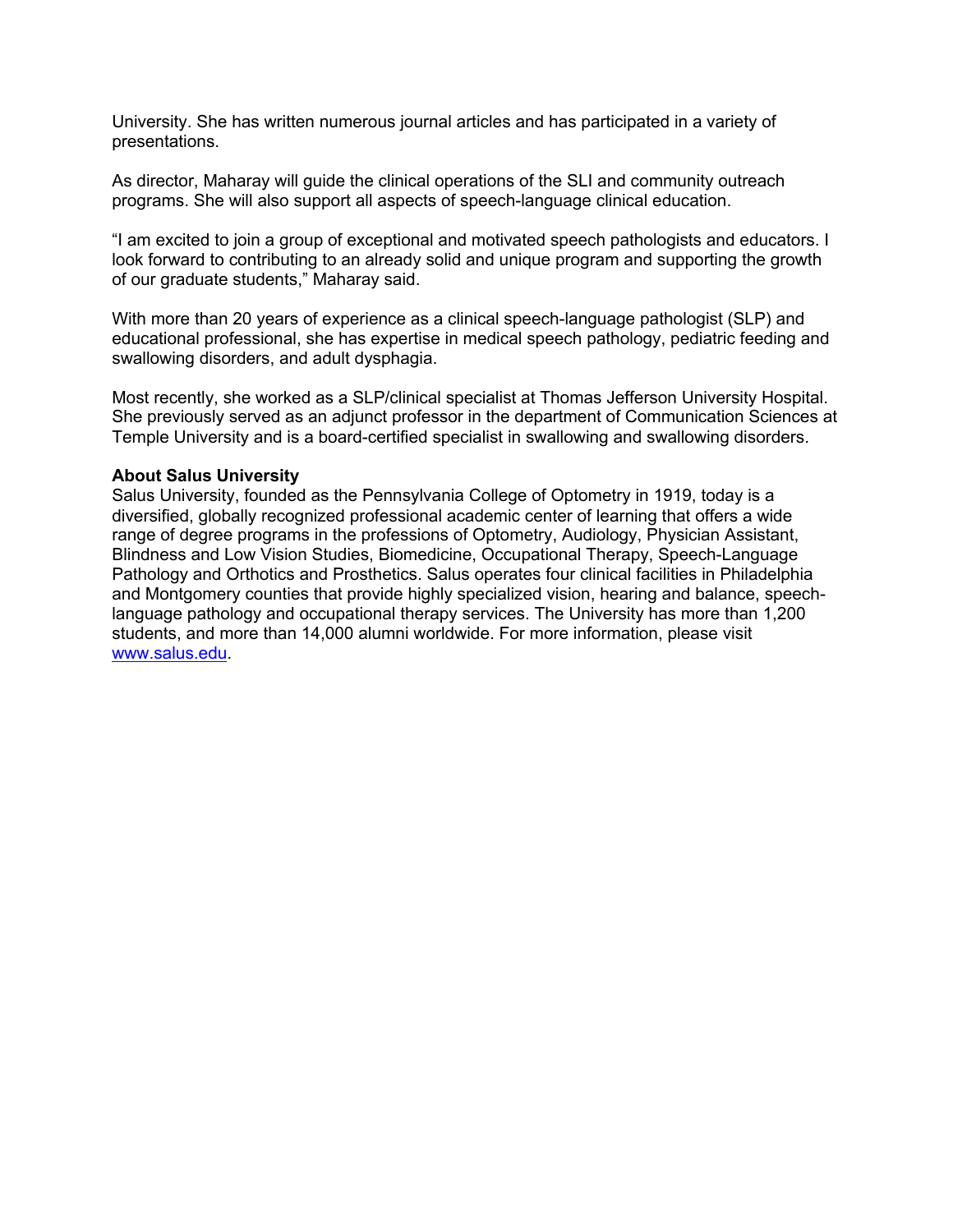University. She has written numerous journal articles and has participated in a variety of presentations.

As director, Maharay will guide the clinical operations of the SLI and community outreach programs. She will also support all aspects of speech-language clinical education.

“I am excited to join a group of exceptional and motivated speech pathologists and educators. I look forward to contributing to an already solid and unique program and supporting the growth of our graduate students,” Maharay said.

With more than 20 years of experience as a clinical speech-language pathologist (SLP) and educational professional, she has expertise in medical speech pathology, pediatric feeding and swallowing disorders, and adult dysphagia.

Most recently, she worked as a SLP/clinical specialist at Thomas Jefferson University Hospital. She previously served as an adjunct professor in the department of Communication Sciences at Temple University and is a board-certified specialist in swallowing and swallowing disorders.

**About Salus University**

Salus University, founded as the Pennsylvania College of Optometry in 1919, today is a diversified, globally recognized professional academic center of learning that offers a wide range of degree programs in the professions of Optometry, Audiology, Physician Assistant, Blindness and Low Vision Studies, Biomedicine, Occupational Therapy, Speech-Language Pathology and Orthotics and Prosthetics. Salus operates four clinical facilities in Philadelphia and Montgomery counties that provide highly specialized vision, hearing and balance, speech-language pathology and occupational therapy services. The University has more than 1,200 students, and more than 14,000 alumni worldwide. For more information, please visit [www.salus.edu](http://www.salus.edu).